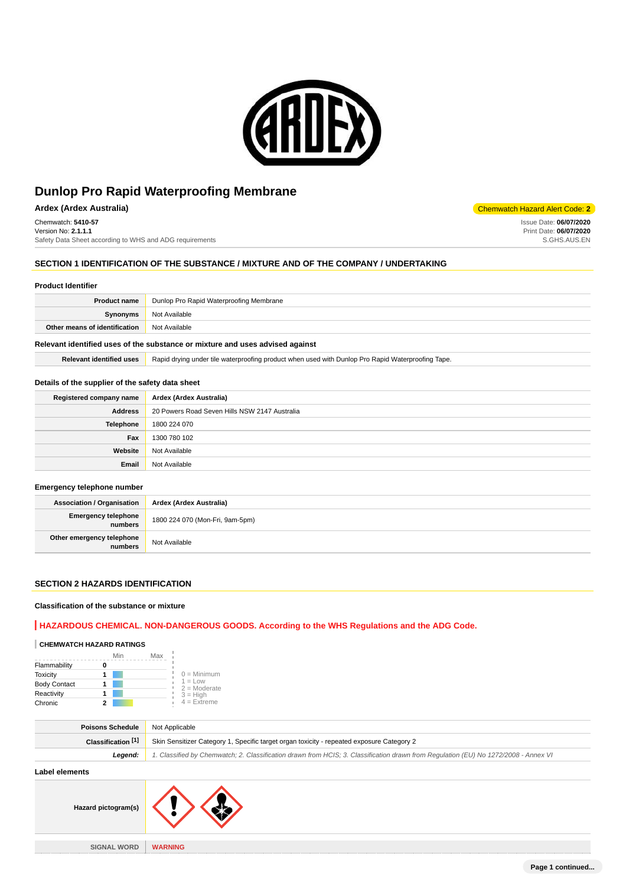# Dunlop Pro Rapid Waterproofing Membrane

**Ardex (Ardex Australia)**

Chemwatch Hazard Alert Code: **2**

Chemwatch: **5410-57**
Version No: **2.1.1.1**
Safety Data Sheet according to WHS and ADG requirements

Issue Date: **06/07/2020**
Print Date: **06/07/2020**
S.GHS.AUS.EN

## SECTION 1 IDENTIFICATION OF THE SUBSTANCE / MIXTURE AND OF THE COMPANY / UNDERTAKING

### Product Identifier

| | |
|---|---|
| **Product name** | Dunlop Pro Rapid Waterproofing Membrane |
| **Synonyms** | Not Available |
| **Other means of identification** | Not Available |

### Relevant identified uses of the substance or mixture and uses advised against

| | |
|---|---|
| **Relevant identified uses** | Rapid drying under tile waterproofing product when used with Dunlop Pro Rapid Waterproofing Tape. |

### Details of the supplier of the safety data sheet

| | |
|---|---|
| **Registered company name** | **Ardex (Ardex Australia)** |
| **Address** | 20 Powers Road Seven Hills NSW 2147 Australia |
| **Telephone** | 1800 224 070 |
| **Fax** | 1300 780 102 |
| **Website** | Not Available |
| **Email** | Not Available |

### Emergency telephone number

| | |
|---|---|
| **Association / Organisation** | **Ardex (Ardex Australia)** |
| **Emergency telephone numbers** | 1800 224 070 (Mon-Fri, 9am-5pm) |
| **Other emergency telephone numbers** | Not Available |

## SECTION 2 HAZARDS IDENTIFICATION

### Classification of the substance or mixture

**HAZARDOUS CHEMICAL. NON-DANGEROUS GOODS. According to the WHS Regulations and the ADG Code.**

**CHEMWATCH HAZARD RATINGS**

| | | Min | Max |
|---|---|---|---|
| Flammability | 0 | | |
| Toxicity | 1 | | |
| Body Contact | 1 | | |
| Reactivity | 1 | | |
| Chronic | 2 | | |

0 = Minimum
1 = Low
2 = Moderate
3 = High
4 = Extreme

| | |
|---|---|
| **Poisons Schedule** | Not Applicable |
| **Classification [1]** | Skin Sensitizer Category 1, Specific target organ toxicity - repeated exposure Category 2 |
| ***Legend:*** | *1. Classified by Chemwatch; 2. Classification drawn from HCIS; 3. Classification drawn from Regulation (EU) No 1272/2008 - Annex VI* |

### Label elements

| | |
|---|---|
| **Hazard pictogram(s)** | |
| **SIGNAL WORD** | **WARNING** |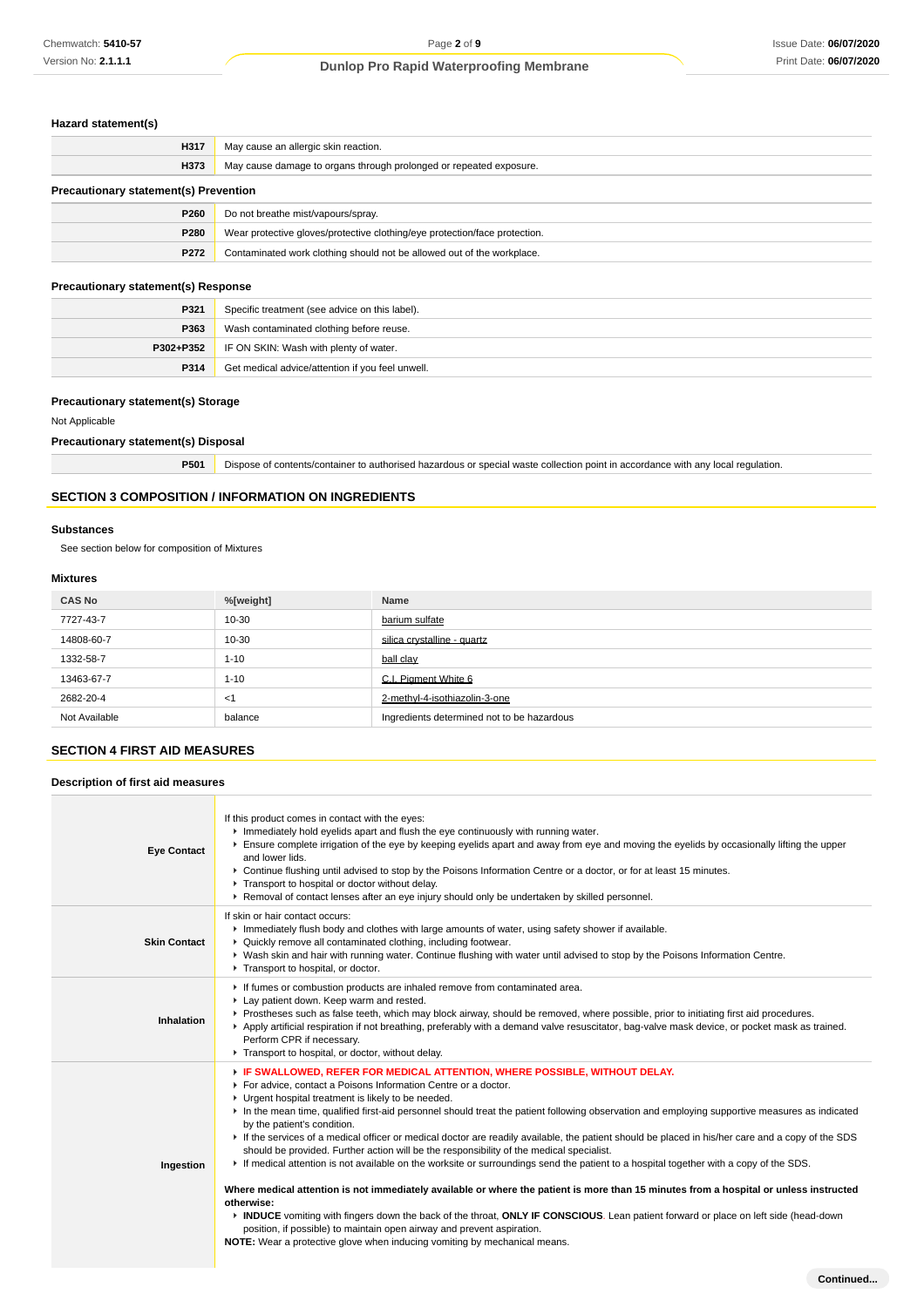#### Hazard statement(s)

| | |
|---|---|
| **H317** | May cause an allergic skin reaction. |
| **H373** | May cause damage to organs through prolonged or repeated exposure. |

#### Precautionary statement(s) Prevention

| | |
|---|---|
| **P260** | Do not breathe mist/vapours/spray. |
| **P280** | Wear protective gloves/protective clothing/eye protection/face protection. |
| **P272** | Contaminated work clothing should not be allowed out of the workplace. |

#### Precautionary statement(s) Response

| | |
|---|---|
| **P321** | Specific treatment (see advice on this label). |
| **P363** | Wash contaminated clothing before reuse. |
| **P302+P352** | IF ON SKIN: Wash with plenty of water. |
| **P314** | Get medical advice/attention if you feel unwell. |

#### Precautionary statement(s) Storage

Not Applicable

#### Precautionary statement(s) Disposal

| | |
|---|---|
| **P501** | Dispose of contents/container to authorised hazardous or special waste collection point in accordance with any local regulation. |

## SECTION 3 COMPOSITION / INFORMATION ON INGREDIENTS

#### Substances

See section below for composition of Mixtures

#### Mixtures

| CAS No | %[weight] | Name |
|---|---|---|
| 7727-43-7 | 10-30 | barium sulfate |
| 14808-60-7 | 10-30 | silica crystalline - quartz |
| 1332-58-7 | 1-10 | ball clay |
| 13463-67-7 | 1-10 | C.I. Pigment White 6 |
| 2682-20-4 | <1 | 2-methyl-4-isothiazolin-3-one |
| Not Available | balance | Ingredients determined not to be hazardous |

## SECTION 4 FIRST AID MEASURES

#### Description of first aid measures

| | |
|---|---|
| **Eye Contact** | If this product comes in contact with the eyes:<br>▸ Immediately hold eyelids apart and flush the eye continuously with running water.<br>▸ Ensure complete irrigation of the eye by keeping eyelids apart and away from eye and moving the eyelids by occasionally lifting the upper and lower lids.<br>▸ Continue flushing until advised to stop by the Poisons Information Centre or a doctor, or for at least 15 minutes.<br>▸ Transport to hospital or doctor without delay.<br>▸ Removal of contact lenses after an eye injury should only be undertaken by skilled personnel. |
| **Skin Contact** | If skin or hair contact occurs:<br>▸ Immediately flush body and clothes with large amounts of water, using safety shower if available.<br>▸ Quickly remove all contaminated clothing, including footwear.<br>▸ Wash skin and hair with running water. Continue flushing with water until advised to stop by the Poisons Information Centre.<br>▸ Transport to hospital, or doctor. |
| **Inhalation** | ▸ If fumes or combustion products are inhaled remove from contaminated area.<br>▸ Lay patient down. Keep warm and rested.<br>▸ Prostheses such as false teeth, which may block airway, should be removed, where possible, prior to initiating first aid procedures.<br>▸ Apply artificial respiration if not breathing, preferably with a demand valve resuscitator, bag-valve mask device, or pocket mask as trained. Perform CPR if necessary.<br>▸ Transport to hospital, or doctor, without delay. |
| **Ingestion** | ▸ **IF SWALLOWED, REFER FOR MEDICAL ATTENTION, WHERE POSSIBLE, WITHOUT DELAY.**<br>▸ For advice, contact a Poisons Information Centre or a doctor.<br>▸ Urgent hospital treatment is likely to be needed.<br>▸ In the mean time, qualified first-aid personnel should treat the patient following observation and employing supportive measures as indicated by the patient's condition.<br>▸ If the services of a medical officer or medical doctor are readily available, the patient should be placed in his/her care and a copy of the SDS should be provided. Further action will be the responsibility of the medical specialist.<br>▸ If medical attention is not available on the worksite or surroundings send the patient to a hospital together with a copy of the SDS.<br><br>**Where medical attention is not immediately available or where the patient is more than 15 minutes from a hospital or unless instructed otherwise:**<br>▸ **INDUCE** vomiting with fingers down the back of the throat, **ONLY IF CONSCIOUS**. Lean patient forward or place on left side (head-down position, if possible) to maintain open airway and prevent aspiration.<br>**NOTE:** Wear a protective glove when inducing vomiting by mechanical means. |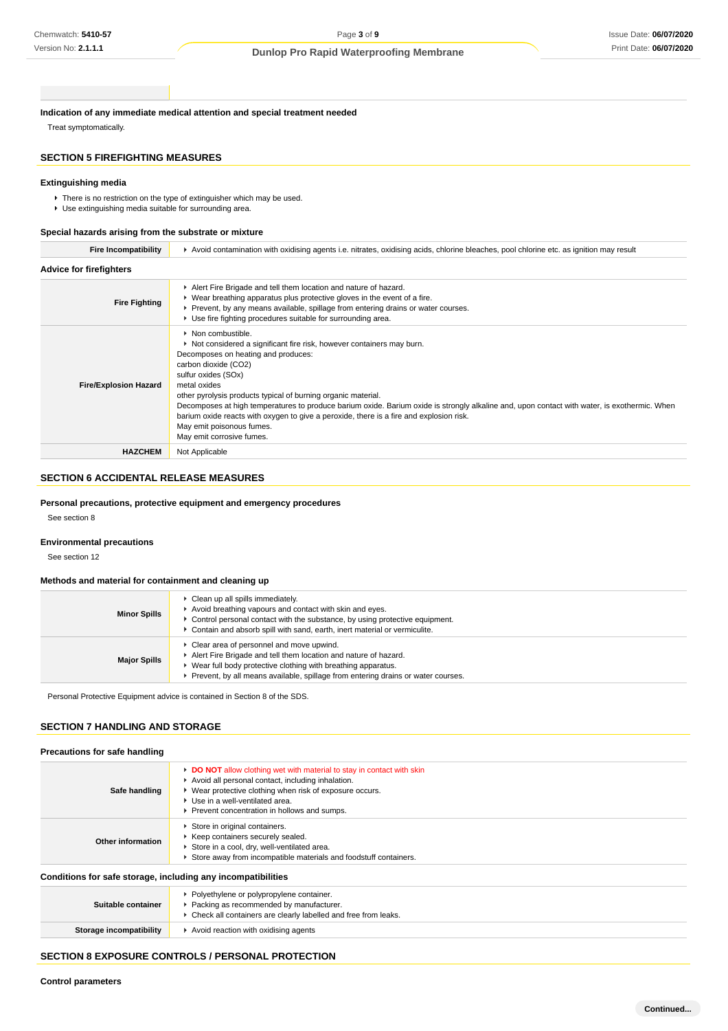### Indication of any immediate medical attention and special treatment needed

Treat symptomatically.

## SECTION 5 FIREFIGHTING MEASURES

### Extinguishing media

- There is no restriction on the type of extinguisher which may be used.
- Use extinguishing media suitable for surrounding area.

### Special hazards arising from the substrate or mixture

| | |
|---|---|
| **Fire Incompatibility** | Avoid contamination with oxidising agents i.e. nitrates, oxidising acids, chlorine bleaches, pool chlorine etc. as ignition may result |

### Advice for firefighters

| | |
|---|---|
| **Fire Fighting** | Alert Fire Brigade and tell them location and nature of hazard.<br>Wear breathing apparatus plus protective gloves in the event of a fire.<br>Prevent, by any means available, spillage from entering drains or water courses.<br>Use fire fighting procedures suitable for surrounding area. |
| **Fire/Explosion Hazard** | Non combustible.<br>Not considered a significant fire risk, however containers may burn.<br>Decomposes on heating and produces:<br>carbon dioxide ($CO_2$)<br>sulfur oxides ($SO_x$)<br>metal oxides<br>other pyrolysis products typical of burning organic material.<br>Decomposes at high temperatures to produce barium oxide. Barium oxide is strongly alkaline and, upon contact with water, is exothermic. When barium oxide reacts with oxygen to give a peroxide, there is a fire and explosion risk.<br>May emit poisonous fumes.<br>May emit corrosive fumes. |
| **HAZCHEM** | Not Applicable |

## SECTION 6 ACCIDENTAL RELEASE MEASURES

### Personal precautions, protective equipment and emergency procedures

See section 8

### Environmental precautions

See section 12

### Methods and material for containment and cleaning up

| | |
|---|---|
| **Minor Spills** | Clean up all spills immediately.<br>Avoid breathing vapours and contact with skin and eyes.<br>Control personal contact with the substance, by using protective equipment.<br>Contain and absorb spill with sand, earth, inert material or vermiculite. |
| **Major Spills** | Clear area of personnel and move upwind.<br>Alert Fire Brigade and tell them location and nature of hazard.<br>Wear full body protective clothing with breathing apparatus.<br>Prevent, by all means available, spillage from entering drains or water courses. |

Personal Protective Equipment advice is contained in Section 8 of the SDS.

## SECTION 7 HANDLING AND STORAGE

### Precautions for safe handling

| | |
|---|---|
| **Safe handling** | **DO NOT** allow clothing wet with material to stay in contact with skin<br>Avoid all personal contact, including inhalation.<br>Wear protective clothing when risk of exposure occurs.<br>Use in a well-ventilated area.<br>Prevent concentration in hollows and sumps. |
| **Other information** | Store in original containers.<br>Keep containers securely sealed.<br>Store in a cool, dry, well-ventilated area.<br>Store away from incompatible materials and foodstuff containers. |

### Conditions for safe storage, including any incompatibilities

| | |
|---|---|
| **Suitable container** | Polyethylene or polypropylene container.<br>Packing as recommended by manufacturer.<br>Check all containers are clearly labelled and free from leaks. |
| **Storage incompatibility** | Avoid reaction with oxidising agents |

## SECTION 8 EXPOSURE CONTROLS / PERSONAL PROTECTION

### Control parameters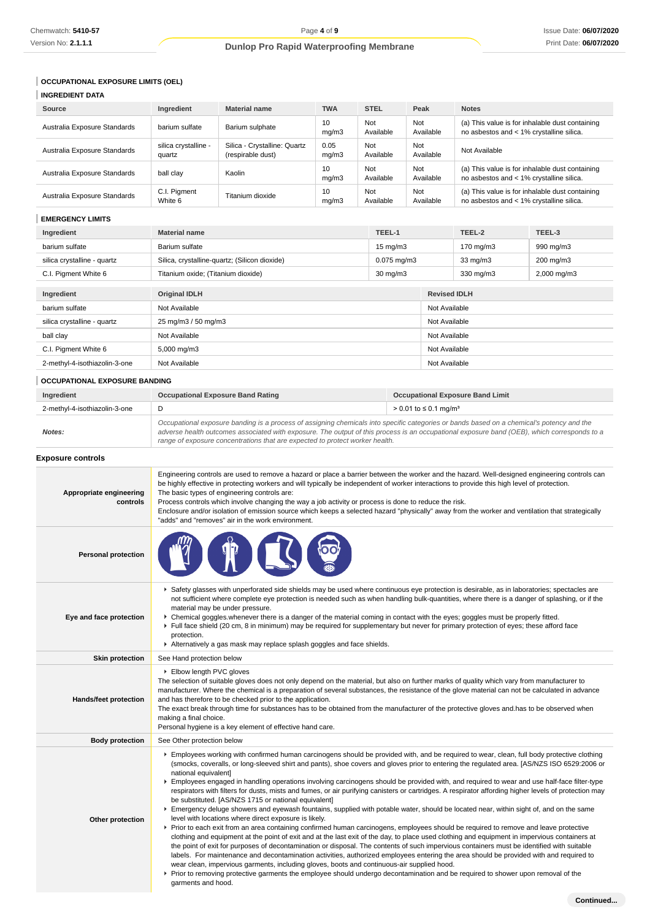### OCCUPATIONAL EXPOSURE LIMITS (OEL)

### INGREDIENT DATA

| Source | Ingredient | Material name | TWA | STEL | Peak | Notes |
|---|---|---|---|---|---|---|
| Australia Exposure Standards | barium sulfate | Barium sulphate | 10 mg/m3 | Not Available | Not Available | (a) This value is for inhalable dust containing no asbestos and < 1% crystalline silica. |
| Australia Exposure Standards | silica crystalline - quartz | Silica - Crystalline: Quartz (respirable dust) | 0.05 mg/m3 | Not Available | Not Available | Not Available |
| Australia Exposure Standards | ball clay | Kaolin | 10 mg/m3 | Not Available | Not Available | (a) This value is for inhalable dust containing no asbestos and < 1% crystalline silica. |
| Australia Exposure Standards | C.I. Pigment White 6 | Titanium dioxide | 10 mg/m3 | Not Available | Not Available | (a) This value is for inhalable dust containing no asbestos and < 1% crystalline silica. |

### EMERGENCY LIMITS

| Ingredient | Material name | TEEL-1 | TEEL-2 | TEEL-3 |
|---|---|---|---|---|
| barium sulfate | Barium sulfate | 15 mg/m3 | 170 mg/m3 | 990 mg/m3 |
| silica crystalline - quartz | Silica, crystalline-quartz; (Silicon dioxide) | 0.075 mg/m3 | 33 mg/m3 | 200 mg/m3 |
| C.I. Pigment White 6 | Titanium oxide; (Titanium dioxide) | 30 mg/m3 | 330 mg/m3 | 2,000 mg/m3 |

| Ingredient | Original IDLH | Revised IDLH |
|---|---|---|
| barium sulfate | Not Available | Not Available |
| silica crystalline - quartz | 25 mg/m3 / 50 mg/m3 | Not Available |
| ball clay | Not Available | Not Available |
| C.I. Pigment White 6 | 5,000 mg/m3 | Not Available |
| 2-methyl-4-isothiazolin-3-one | Not Available | Not Available |

### OCCUPATIONAL EXPOSURE BANDING

| Ingredient | Occupational Exposure Band Rating | Occupational Exposure Band Limit |
|---|---|---|
| 2-methyl-4-isothiazolin-3-one | D | > 0.01 to ≤ 0.1 mg/m³ |
| ***Notes:*** | *Occupational exposure banding is a process of assigning chemicals into specific categories or bands based on a chemical's potency and the adverse health outcomes associated with exposure. The output of this process is an occupational exposure band (OEB), which corresponds to a range of exposure concentrations that are expected to protect worker health.* | |

### Exposure controls

| | |
|---|---|
| **Appropriate engineering controls** | Engineering controls are used to remove a hazard or place a barrier between the worker and the hazard. Well-designed engineering controls can be highly effective in protecting workers and will typically be independent of worker interactions to provide this high level of protection.<br>The basic types of engineering controls are:<br>Process controls which involve changing the way a job activity or process is done to reduce the risk.<br>Enclosure and/or isolation of emission source which keeps a selected hazard "physically" away from the worker and ventilation that strategically "adds" and "removes" air in the work environment. |
| **Personal protection** | |
| **Eye and face protection** | ▸ Safety glasses with unperforated side shields may be used where continuous eye protection is desirable, as in laboratories; spectacles are not sufficient where complete eye protection is needed such as when handling bulk-quantities, where there is a danger of splashing, or if the material may be under pressure.<br>▸ Chemical goggles.whenever there is a danger of the material coming in contact with the eyes; goggles must be properly fitted.<br>▸ Full face shield (20 cm, 8 in minimum) may be required for supplementary but never for primary protection of eyes; these afford face protection.<br>▸ Alternatively a gas mask may replace splash goggles and face shields. |
| **Skin protection** | See Hand protection below |
| **Hands/feet protection** | ▸ Elbow length PVC gloves<br>The selection of suitable gloves does not only depend on the material, but also on further marks of quality which vary from manufacturer to manufacturer. Where the chemical is a preparation of several substances, the resistance of the glove material can not be calculated in advance and has therefore to be checked prior to the application.<br>The exact break through time for substances has to be obtained from the manufacturer of the protective gloves and.has to be observed when making a final choice.<br>Personal hygiene is a key element of effective hand care. |
| **Body protection** | See Other protection below |
| **Other protection** | ▸ Employees working with confirmed human carcinogens should be provided with, and be required to wear, clean, full body protective clothing (smocks, coveralls, or long-sleeved shirt and pants), shoe covers and gloves prior to entering the regulated area. [AS/NZS ISO 6529:2006 or national equivalent]<br>▸ Employees engaged in handling operations involving carcinogens should be provided with, and required to wear and use half-face filter-type respirators with filters for dusts, mists and fumes, or air purifying canisters or cartridges. A respirator affording higher levels of protection may be substituted. [AS/NZS 1715 or national equivalent]<br>▸ Emergency deluge showers and eyewash fountains, supplied with potable water, should be located near, within sight of, and on the same level with locations where direct exposure is likely.<br>▸ Prior to each exit from an area containing confirmed human carcinogens, employees should be required to remove and leave protective clothing and equipment at the point of exit and at the last exit of the day, to place used clothing and equipment in impervious containers at the point of exit for purposes of decontamination or disposal. The contents of such impervious containers must be identified with suitable labels. For maintenance and decontamination activities, authorized employees entering the area should be provided with and required to wear clean, impervious garments, including gloves, boots and continuous-air supplied hood.<br>▸ Prior to removing protective garments the employee should undergo decontamination and be required to shower upon removal of the garments and hood. |

Continued...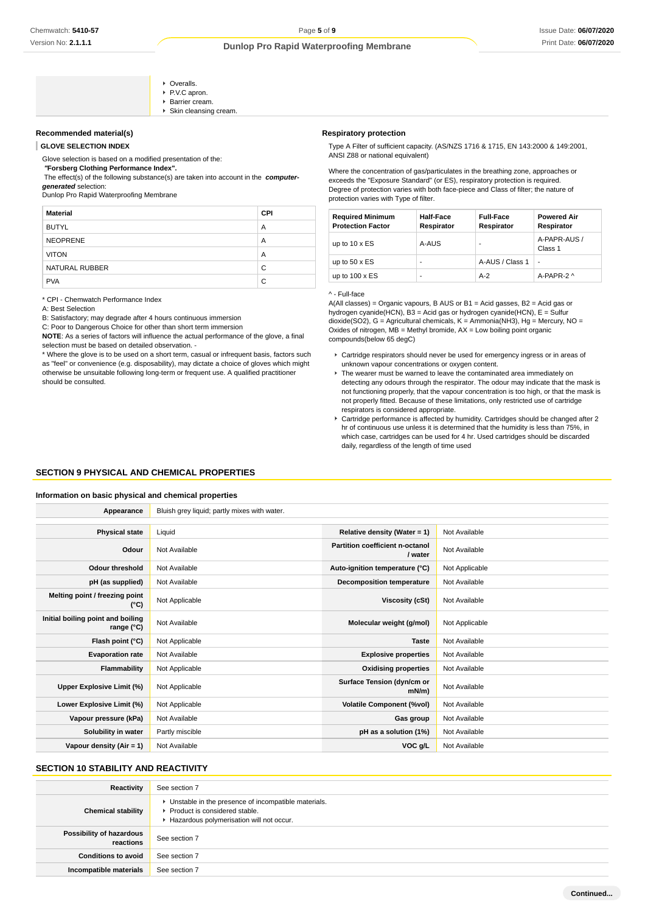| | |
|---|---|
| | - Overalls.<br>- P.V.C apron.<br>- Barrier cream.<br>- Skin cleansing cream. |

### Recommended material(s)

**GLOVE SELECTION INDEX**

Glove selection is based on a modified presentation of the:
***"Forsberg Clothing Performance Index".***
The effect(s) of the following substance(s) are taken into account in the ***computer-generated*** selection:
Dunlop Pro Rapid Waterproofing Membrane

| Material | CPI |
|---|---|
| BUTYL | A |
| NEOPRENE | A |
| VITON | A |
| NATURAL RUBBER | C |
| PVA | C |

* CPI - Chemwatch Performance Index
A: Best Selection
B: Satisfactory; may degrade after 4 hours continuous immersion
C: Poor to Dangerous Choice for other than short term immersion
**NOTE**: As a series of factors will influence the actual performance of the glove, a final selection must be based on detailed observation. -
* Where the glove is to be used on a short term, casual or infrequent basis, factors such as "feel" or convenience (e.g. disposability), may dictate a choice of gloves which might otherwise be unsuitable following long-term or frequent use. A qualified practitioner should be consulted.

### Respiratory protection

Type A Filter of sufficient capacity. (AS/NZS 1716 & 1715, EN 143:2000 & 149:2001, ANSI Z88 or national equivalent)

Where the concentration of gas/particulates in the breathing zone, approaches or exceeds the "Exposure Standard" (or ES), respiratory protection is required.
Degree of protection varies with both face-piece and Class of filter; the nature of protection varies with Type of filter.

| Required Minimum Protection Factor | Half-Face Respirator | Full-Face Respirator | Powered Air Respirator |
|---|---|---|---|
| up to 10 x ES | A-AUS | - | A-PAPR-AUS / Class 1 |
| up to 50 x ES | - | A-AUS / Class 1 | - |
| up to 100 x ES | - | A-2 | A-PAPR-2 ^ |

^ - Full-face
A(All classes) = Organic vapours, B AUS or B1 = Acid gasses, B2 = Acid gas or hydrogen cyanide(HCN), B3 = Acid gas or hydrogen cyanide(HCN), E = Sulfur dioxide(SO2), G = Agricultural chemicals, K = Ammonia(NH3), Hg = Mercury, NO = Oxides of nitrogen, MB = Methyl bromide, AX = Low boiling point organic compounds(below 65 degC)

- Cartridge respirators should never be used for emergency ingress or in areas of unknown vapour concentrations or oxygen content.
- The wearer must be warned to leave the contaminated area immediately on detecting any odours through the respirator. The odour may indicate that the mask is not functioning properly, that the vapour concentration is too high, or that the mask is not properly fitted. Because of these limitations, only restricted use of cartridge respirators is considered appropriate.
- Cartridge performance is affected by humidity. Cartridges should be changed after 2 hr of continuous use unless it is determined that the humidity is less than 75%, in which case, cartridges can be used for 4 hr. Used cartridges should be discarded daily, regardless of the length of time used

## SECTION 9 PHYSICAL AND CHEMICAL PROPERTIES

### Information on basic physical and chemical properties

| | | | |
|---|---|---|---|
| **Appearance** | Bluish grey liquid; partly mixes with water. | | |
| **Physical state** | Liquid | **Relative density (Water = 1)** | Not Available |
| **Odour** | Not Available | **Partition coefficient n-octanol / water** | Not Available |
| **Odour threshold** | Not Available | **Auto-ignition temperature (°C)** | Not Applicable |
| **pH (as supplied)** | Not Available | **Decomposition temperature** | Not Available |
| **Melting point / freezing point (°C)** | Not Applicable | **Viscosity (cSt)** | Not Available |
| **Initial boiling point and boiling range (°C)** | Not Available | **Molecular weight (g/mol)** | Not Applicable |
| **Flash point (°C)** | Not Applicable | **Taste** | Not Available |
| **Evaporation rate** | Not Available | **Explosive properties** | Not Available |
| **Flammability** | Not Applicable | **Oxidising properties** | Not Available |
| **Upper Explosive Limit (%)** | Not Applicable | **Surface Tension (dyn/cm or mN/m)** | Not Available |
| **Lower Explosive Limit (%)** | Not Applicable | **Volatile Component (%vol)** | Not Available |
| **Vapour pressure (kPa)** | Not Available | **Gas group** | Not Available |
| **Solubility in water** | Partly miscible | **pH as a solution (1%)** | Not Available |
| **Vapour density (Air = 1)** | Not Available | **VOC g/L** | Not Available |

## SECTION 10 STABILITY AND REACTIVITY

| | |
|---|---|
| **Reactivity** | See section 7 |
| **Chemical stability** | - Unstable in the presence of incompatible materials.<br>- Product is considered stable.<br>- Hazardous polymerisation will not occur. |
| **Possibility of hazardous reactions** | See section 7 |
| **Conditions to avoid** | See section 7 |
| **Incompatible materials** | See section 7 |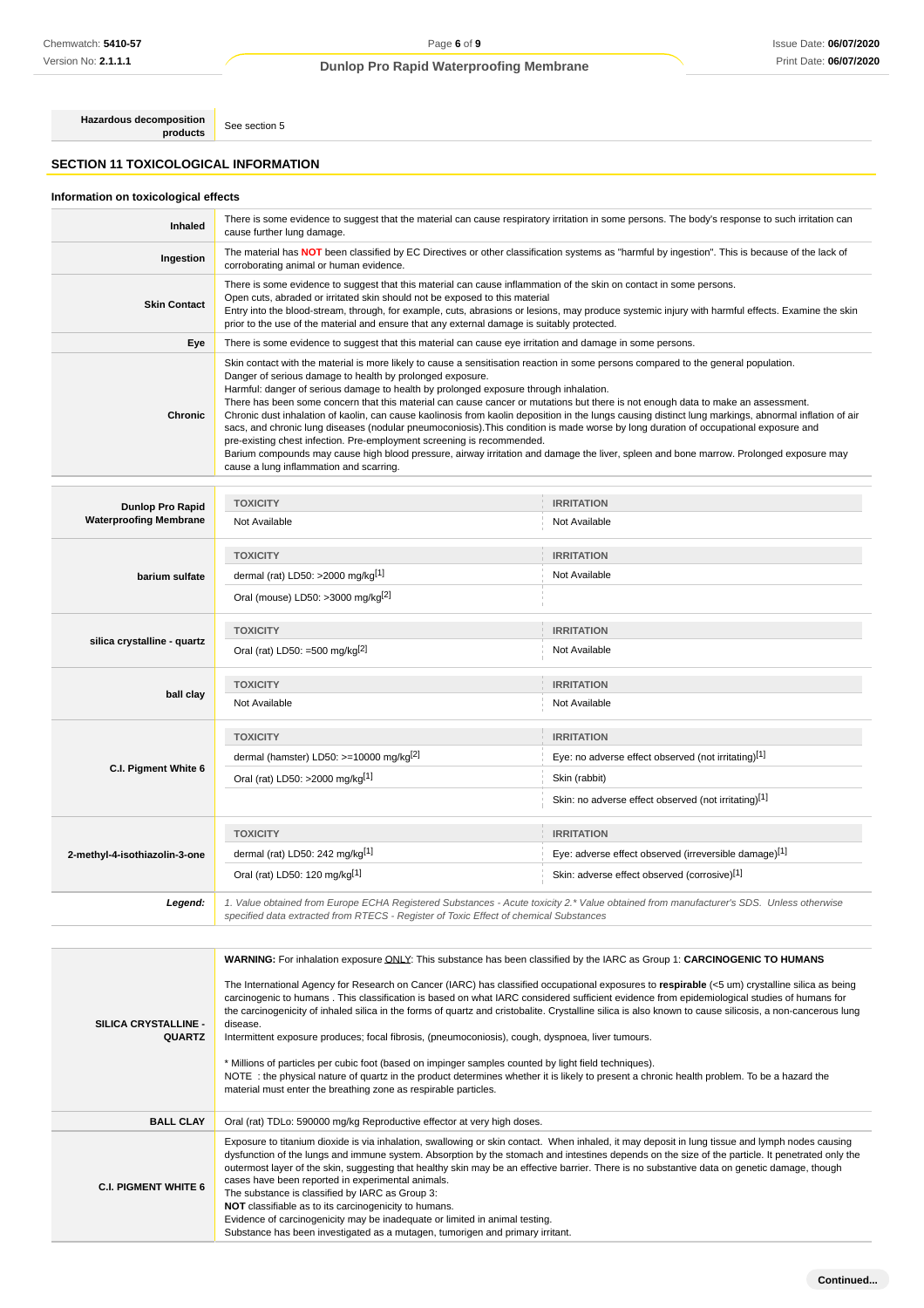| | |
|---|---|
| **Hazardous decomposition products** | See section 5 |

## SECTION 11 TOXICOLOGICAL INFORMATION

### Information on toxicological effects

| | |
|---|---|
| **Inhaled** | There is some evidence to suggest that the material can cause respiratory irritation in some persons. The body's response to such irritation can cause further lung damage. |
| **Ingestion** | The material has **NOT** been classified by EC Directives or other classification systems as "harmful by ingestion". This is because of the lack of corroborating animal or human evidence. |
| **Skin Contact** | There is some evidence to suggest that this material can cause inflammation of the skin on contact in some persons.<br>Open cuts, abraded or irritated skin should not be exposed to this material<br>Entry into the blood-stream, through, for example, cuts, abrasions or lesions, may produce systemic injury with harmful effects. Examine the skin prior to the use of the material and ensure that any external damage is suitably protected. |
| **Eye** | There is some evidence to suggest that this material can cause eye irritation and damage in some persons. |
| **Chronic** | Skin contact with the material is more likely to cause a sensitisation reaction in some persons compared to the general population.<br>Danger of serious damage to health by prolonged exposure.<br>Harmful: danger of serious damage to health by prolonged exposure through inhalation.<br>There has been some concern that this material can cause cancer or mutations but there is not enough data to make an assessment.<br>Chronic dust inhalation of kaolin, can cause kaolinosis from kaolin deposition in the lungs causing distinct lung markings, abnormal inflation of air sacs, and chronic lung diseases (nodular pneumoconiosis).This condition is made worse by long duration of occupational exposure and pre-existing chest infection. Pre-employment screening is recommended.<br>Barium compounds may cause high blood pressure, airway irritation and damage the liver, spleen and bone marrow. Prolonged exposure may cause a lung inflammation and scarring. |

| | TOXICITY | IRRITATION |
|---|---|---|
| **Dunlop Pro Rapid Waterproofing Membrane** | Not Available | Not Available |
| **barium sulfate** | dermal (rat) LD50: >2000 mg/kg[1] | Not Available |
| | Oral (mouse) LD50: >3000 mg/kg[2] | |
| **silica crystalline - quartz** | Oral (rat) LD50: =500 mg/kg[2] | Not Available |
| **ball clay** | Not Available | Not Available |
| **C.I. Pigment White 6** | dermal (hamster) LD50: >=10000 mg/kg[2] | Eye: no adverse effect observed (not irritating)[1] |
| | Oral (rat) LD50: >2000 mg/kg[1] | Skin (rabbit) |
| | | Skin: no adverse effect observed (not irritating)[1] |
| **2-methyl-4-isothiazolin-3-one** | dermal (rat) LD50: 242 mg/kg[1] | Eye: adverse effect observed (irreversible damage)[1] |
| | Oral (rat) LD50: 120 mg/kg[1] | Skin: adverse effect observed (corrosive)[1] |
| ***Legend:*** | *1. Value obtained from Europe ECHA Registered Substances - Acute toxicity 2.* Value obtained from manufacturer's SDS. Unless otherwise specified data extracted from RTECS - Register of Toxic Effect of chemical Substances* | |

| | |
|---|---|
| **SILICA CRYSTALLINE - QUARTZ** | **WARNING:** For inhalation exposure ONLY: This substance has been classified by the IARC as Group 1: **CARCINOGENIC TO HUMANS**<br><br>The International Agency for Research on Cancer (IARC) has classified occupational exposures to **respirable** (<5 um) crystalline silica as being carcinogenic to humans . This classification is based on what IARC considered sufficient evidence from epidemiological studies of humans for the carcinogenicity of inhaled silica in the forms of quartz and cristobalite. Crystalline silica is also known to cause silicosis, a non-cancerous lung disease.<br>Intermittent exposure produces; focal fibrosis, (pneumoconiosis), cough, dyspnoea, liver tumours.<br><br>* Millions of particles per cubic foot (based on impinger samples counted by light field techniques).<br>NOTE : the physical nature of quartz in the product determines whether it is likely to present a chronic health problem. To be a hazard the material must enter the breathing zone as respirable particles. |
| **BALL CLAY** | Oral (rat) TDLo: 590000 mg/kg Reproductive effector at very high doses. |
| **C.I. PIGMENT WHITE 6** | Exposure to titanium dioxide is via inhalation, swallowing or skin contact. When inhaled, it may deposit in lung tissue and lymph nodes causing dysfunction of the lungs and immune system. Absorption by the stomach and intestines depends on the size of the particle. It penetrated only the outermost layer of the skin, suggesting that healthy skin may be an effective barrier. There is no substantive data on genetic damage, though cases have been reported in experimental animals.<br>The substance is classified by IARC as Group 3:<br>**NOT** classifiable as to its carcinogenicity to humans.<br>Evidence of carcinogenicity may be inadequate or limited in animal testing.<br>Substance has been investigated as a mutagen, tumorigen and primary irritant. |

**Continued...**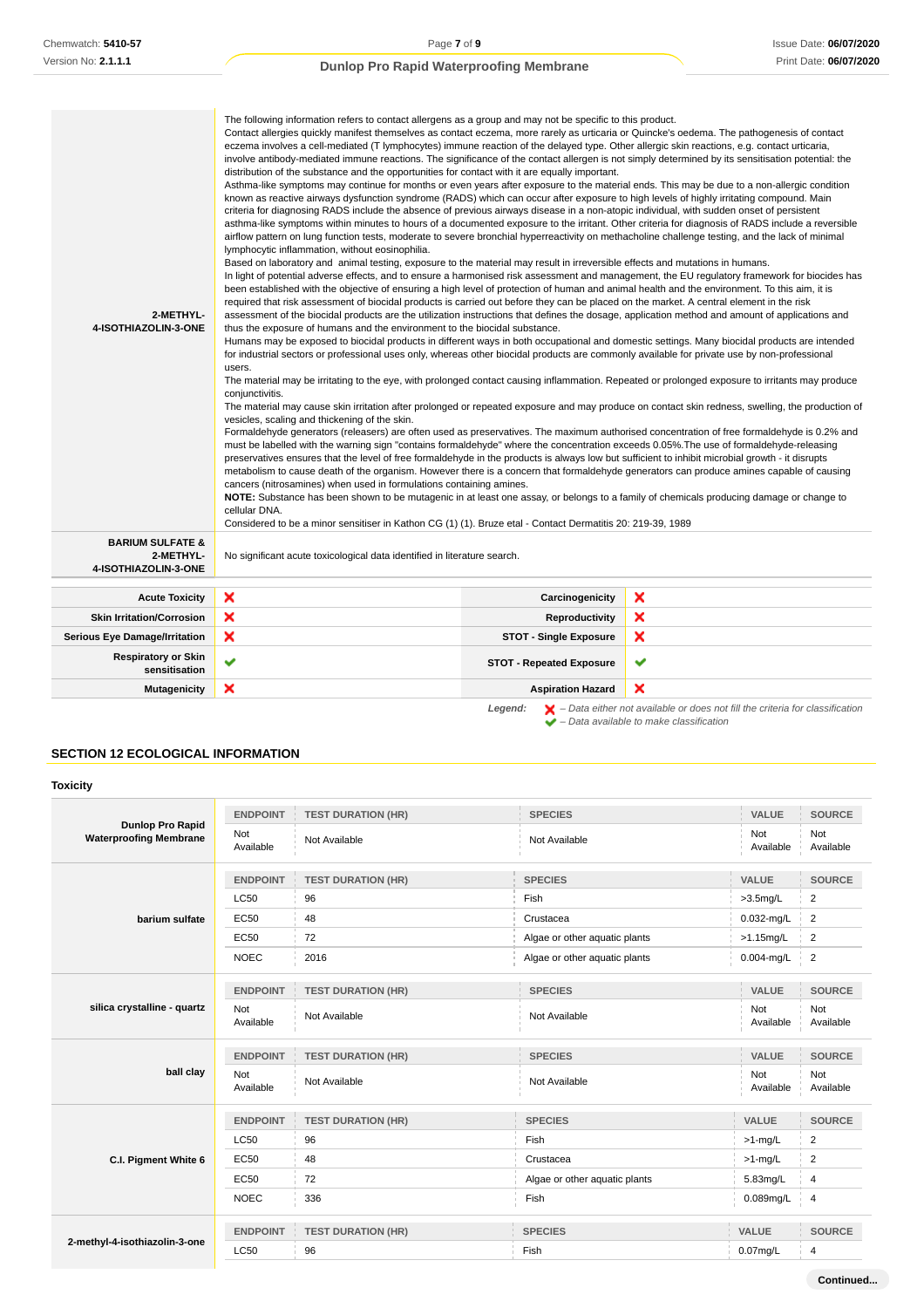| | |
|---|---|
| **2-METHYL-4-ISOTHIAZOLIN-3-ONE** | The following information refers to contact allergens as a group and may not be specific to this product.<br>Contact allergies quickly manifest themselves as contact eczema, more rarely as urticaria or Quincke's oedema. The pathogenesis of contact eczema involves a cell-mediated (T lymphocytes) immune reaction of the delayed type. Other allergic skin reactions, e.g. contact urticaria, involve antibody-mediated immune reactions. The significance of the contact allergen is not simply determined by its sensitisation potential: the distribution of the substance and the opportunities for contact with it are equally important.<br>Asthma-like symptoms may continue for months or even years after exposure to the material ends. This may be due to a non-allergic condition known as reactive airways dysfunction syndrome (RADS) which can occur after exposure to high levels of highly irritating compound. Main criteria for diagnosing RADS include the absence of previous airways disease in a non-atopic individual, with sudden onset of persistent asthma-like symptoms within minutes to hours of a documented exposure to the irritant. Other criteria for diagnosis of RADS include a reversible airflow pattern on lung function tests, moderate to severe bronchial hyperreactivity on methacholine challenge testing, and the lack of minimal lymphocytic inflammation, without eosinophilia.<br>Based on laboratory and animal testing, exposure to the material may result in irreversible effects and mutations in humans.<br>In light of potential adverse effects, and to ensure a harmonised risk assessment and management, the EU regulatory framework for biocides has been established with the objective of ensuring a high level of protection of human and animal health and the environment. To this aim, it is required that risk assessment of biocidal products is carried out before they can be placed on the market. A central element in the risk assessment of the biocidal products are the utilization instructions that defines the dosage, application method and amount of applications and thus the exposure of humans and the environment to the biocidal substance.<br>Humans may be exposed to biocidal products in different ways in both occupational and domestic settings. Many biocidal products are intended for industrial sectors or professional uses only, whereas other biocidal products are commonly available for private use by non-professional users.<br>The material may be irritating to the eye, with prolonged contact causing inflammation. Repeated or prolonged exposure to irritants may produce conjunctivitis.<br>The material may cause skin irritation after prolonged or repeated exposure and may produce on contact skin redness, swelling, the production of vesicles, scaling and thickening of the skin.<br>Formaldehyde generators (releasers) are often used as preservatives. The maximum authorised concentration of free formaldehyde is 0.2% and must be labelled with the warning sign "contains formaldehyde" where the concentration exceeds 0.05%.The use of formaldehyde-releasing preservatives ensures that the level of free formaldehyde in the products is always low but sufficient to inhibit microbial growth - it disrupts metabolism to cause death of the organism. However there is a concern that formaldehyde generators can produce amines capable of causing cancers (nitrosamines) when used in formulations containing amines.<br>**NOTE:** Substance has been shown to be mutagenic in at least one assay, or belongs to a family of chemicals producing damage or change to cellular DNA.<br>Considered to be a minor sensitiser in Kathon CG (1) (1). Bruze etal - Contact Dermatitis 20: 219-39, 1989 |
| **BARIUM SULFATE & 2-METHYL-4-ISOTHIAZOLIN-3-ONE** | No significant acute toxicological data identified in literature search. |

| | | | |
|---|---|---|---|
| **Acute Toxicity** | ✘ | **Carcinogenicity** | ✘ |
| **Skin Irritation/Corrosion** | ✘ | **Reproductivity** | ✘ |
| **Serious Eye Damage/Irritation** | ✘ | **STOT - Single Exposure** | ✘ |
| **Respiratory or Skin sensitisation** | ✔ | **STOT - Repeated Exposure** | ✔ |
| **Mutagenicity** | ✘ | **Aspiration Hazard** | ✘ |

*Legend:* ✘ *– Data either not available or does not fill the criteria for classification*
✔ *– Data available to make classification*

## SECTION 12 ECOLOGICAL INFORMATION

### Toxicity

**Dunlop Pro Rapid Waterproofing Membrane**

| ENDPOINT | TEST DURATION (HR) | SPECIES | VALUE | SOURCE |
|---|---|---|---|---|
| Not Available | Not Available | Not Available | Not Available | Not Available |

**barium sulfate**

| ENDPOINT | TEST DURATION (HR) | SPECIES | VALUE | SOURCE |
|---|---|---|---|---|
| LC50 | 96 | Fish | >3.5mg/L | 2 |
| EC50 | 48 | Crustacea | 0.032-mg/L | 2 |
| EC50 | 72 | Algae or other aquatic plants | >1.15mg/L | 2 |
| NOEC | 2016 | Algae or other aquatic plants | 0.004-mg/L | 2 |

**silica crystalline - quartz**

| ENDPOINT | TEST DURATION (HR) | SPECIES | VALUE | SOURCE |
|---|---|---|---|---|
| Not Available | Not Available | Not Available | Not Available | Not Available |

**ball clay**

| ENDPOINT | TEST DURATION (HR) | SPECIES | VALUE | SOURCE |
|---|---|---|---|---|
| Not Available | Not Available | Not Available | Not Available | Not Available |

**C.I. Pigment White 6**

| ENDPOINT | TEST DURATION (HR) | SPECIES | VALUE | SOURCE |
|---|---|---|---|---|
| LC50 | 96 | Fish | >1-mg/L | 2 |
| EC50 | 48 | Crustacea | >1-mg/L | 2 |
| EC50 | 72 | Algae or other aquatic plants | 5.83mg/L | 4 |
| NOEC | 336 | Fish | 0.089mg/L | 4 |

**2-methyl-4-isothiazolin-3-one**

| ENDPOINT | TEST DURATION (HR) | SPECIES | VALUE | SOURCE |
|---|---|---|---|---|
| LC50 | 96 | Fish | 0.07mg/L | 4 |

**Continued...**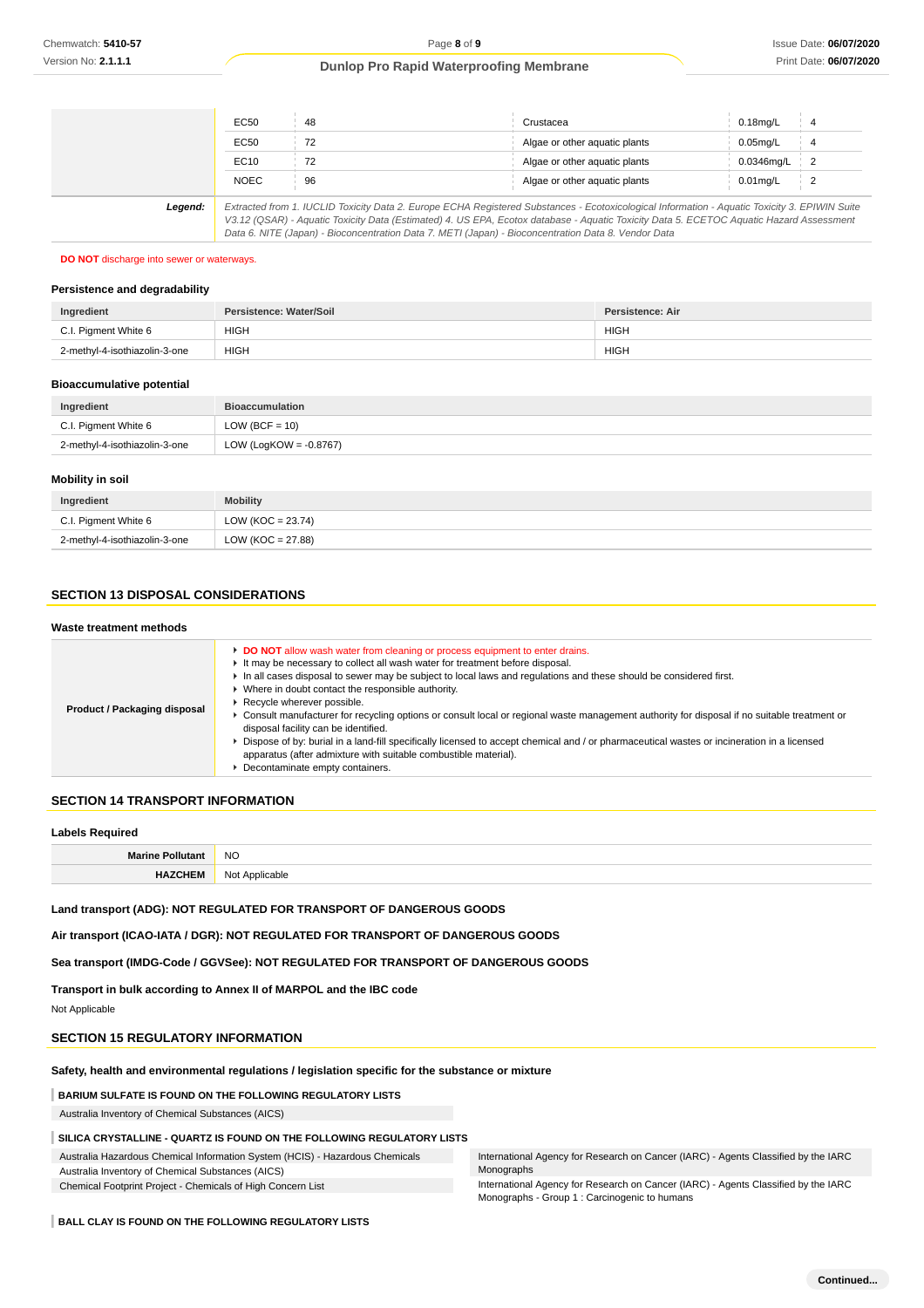| | | | | | |
|---|---|---|---|---|---|
| | EC50 | 48 | Crustacea | 0.18mg/L | 4 |
| | EC50 | 72 | Algae or other aquatic plants | 0.05mg/L | 4 |
| | EC10 | 72 | Algae or other aquatic plants | 0.0346mg/L | 2 |
| | NOEC | 96 | Algae or other aquatic plants | 0.01mg/L | 2 |
| ***Legend:*** | *Extracted from 1. IUCLID Toxicity Data 2. Europe ECHA Registered Substances - Ecotoxicological Information - Aquatic Toxicity 3. EPIWIN Suite V3.12 (QSAR) - Aquatic Toxicity Data (Estimated) 4. US EPA, Ecotox database - Aquatic Toxicity Data 5. ECETOC Aquatic Hazard Assessment Data 6. NITE (Japan) - Bioconcentration Data 7. METI (Japan) - Bioconcentration Data 8. Vendor Data* | | | | |

**DO NOT** discharge into sewer or waterways.

### Persistence and degradability

| Ingredient | Persistence: Water/Soil | Persistence: Air |
|---|---|---|
| C.I. Pigment White 6 | HIGH | HIGH |
| 2-methyl-4-isothiazolin-3-one | HIGH | HIGH |

### Bioaccumulative potential

| Ingredient | Bioaccumulation |
|---|---|
| C.I. Pigment White 6 | LOW (BCF = 10) |
| 2-methyl-4-isothiazolin-3-one | LOW (LogKOW = -0.8767) |

### Mobility in soil

| Ingredient | Mobility |
|---|---|
| C.I. Pigment White 6 | LOW (KOC = 23.74) |
| 2-methyl-4-isothiazolin-3-one | LOW (KOC = 27.88) |

## SECTION 13 DISPOSAL CONSIDERATIONS

### Waste treatment methods

| | |
|---|---|
| **Product / Packaging disposal** | ▸ **DO NOT** allow wash water from cleaning or process equipment to enter drains.<br>▸ It may be necessary to collect all wash water for treatment before disposal.<br>▸ In all cases disposal to sewer may be subject to local laws and regulations and these should be considered first.<br>▸ Where in doubt contact the responsible authority.<br>▸ Recycle wherever possible.<br>▸ Consult manufacturer for recycling options or consult local or regional waste management authority for disposal if no suitable treatment or disposal facility can be identified.<br>▸ Dispose of by: burial in a land-fill specifically licensed to accept chemical and / or pharmaceutical wastes or incineration in a licensed apparatus (after admixture with suitable combustible material).<br>▸ Decontaminate empty containers. |

## SECTION 14 TRANSPORT INFORMATION

### Labels Required

| | |
|---|---|
| **Marine Pollutant** | NO |
| **HAZCHEM** | Not Applicable |

**Land transport (ADG): NOT REGULATED FOR TRANSPORT OF DANGEROUS GOODS**

**Air transport (ICAO-IATA / DGR): NOT REGULATED FOR TRANSPORT OF DANGEROUS GOODS**

**Sea transport (IMDG-Code / GGVSee): NOT REGULATED FOR TRANSPORT OF DANGEROUS GOODS**

**Transport in bulk according to Annex II of MARPOL and the IBC code**

Not Applicable

## SECTION 15 REGULATORY INFORMATION

### Safety, health and environmental regulations / legislation specific for the substance or mixture

**BARIUM SULFATE IS FOUND ON THE FOLLOWING REGULATORY LISTS**

Australia Inventory of Chemical Substances (AICS)

**SILICA CRYSTALLINE - QUARTZ IS FOUND ON THE FOLLOWING REGULATORY LISTS**

| | |
|---|---|
| Australia Hazardous Chemical Information System (HCIS) - Hazardous Chemicals | International Agency for Research on Cancer (IARC) - Agents Classified by the IARC Monographs |
| Australia Inventory of Chemical Substances (AICS) | International Agency for Research on Cancer (IARC) - Agents Classified by the IARC Monographs - Group 1 : Carcinogenic to humans |
| Chemical Footprint Project - Chemicals of High Concern List | |

**BALL CLAY IS FOUND ON THE FOLLOWING REGULATORY LISTS**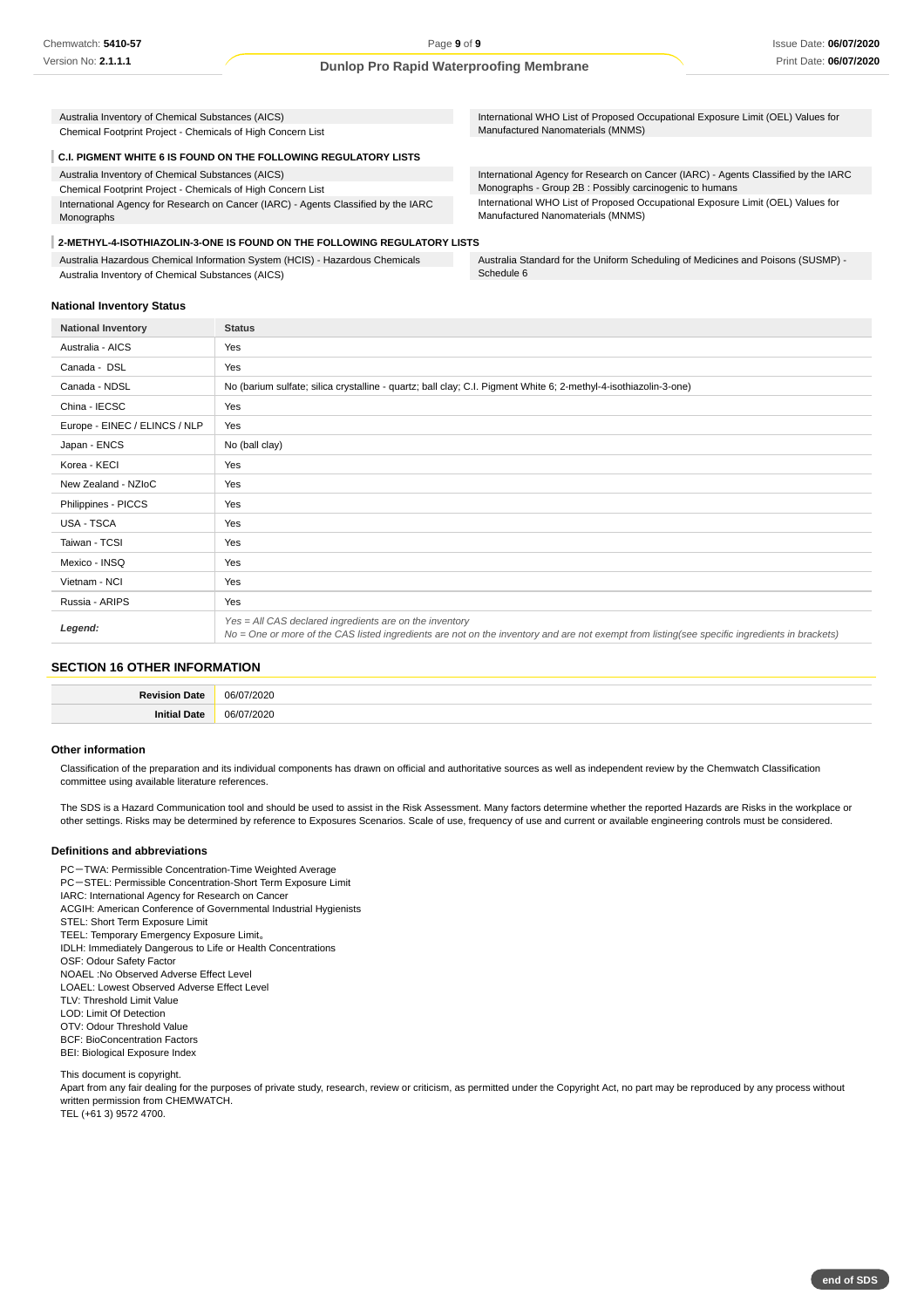| | |
|---|---|
| Australia Inventory of Chemical Substances (AICS) | International WHO List of Proposed Occupational Exposure Limit (OEL) Values for Manufactured Nanomaterials (MNMS) |
| Chemical Footprint Project - Chemicals of High Concern List | |

**C.I. PIGMENT WHITE 6 IS FOUND ON THE FOLLOWING REGULATORY LISTS**

| | |
|---|---|
| Australia Inventory of Chemical Substances (AICS) | International Agency for Research on Cancer (IARC) - Agents Classified by the IARC Monographs - Group 2B : Possibly carcinogenic to humans |
| Chemical Footprint Project - Chemicals of High Concern List | International WHO List of Proposed Occupational Exposure Limit (OEL) Values for Manufactured Nanomaterials (MNMS) |
| International Agency for Research on Cancer (IARC) - Agents Classified by the IARC Monographs | |

**2-METHYL-4-ISOTHIAZOLIN-3-ONE IS FOUND ON THE FOLLOWING REGULATORY LISTS**

| | |
|---|---|
| Australia Hazardous Chemical Information System (HCIS) - Hazardous Chemicals | Australia Standard for the Uniform Scheduling of Medicines and Poisons (SUSMP) - Schedule 6 |
| Australia Inventory of Chemical Substances (AICS) | |

### National Inventory Status

| National Inventory | Status |
|---|---|
| Australia - AICS | Yes |
| Canada - DSL | Yes |
| Canada - NDSL | No (barium sulfate; silica crystalline - quartz; ball clay; C.I. Pigment White 6; 2-methyl-4-isothiazolin-3-one) |
| China - IECSC | Yes |
| Europe - EINEC / ELINCS / NLP | Yes |
| Japan - ENCS | No (ball clay) |
| Korea - KECI | Yes |
| New Zealand - NZIoC | Yes |
| Philippines - PICCS | Yes |
| USA - TSCA | Yes |
| Taiwan - TCSI | Yes |
| Mexico - INSQ | Yes |
| Vietnam - NCI | Yes |
| Russia - ARIPS | Yes |
| ***Legend:*** | *Yes = All CAS declared ingredients are on the inventory*<br>*No = One or more of the CAS listed ingredients are not on the inventory and are not exempt from listing(see specific ingredients in brackets)* |

## SECTION 16 OTHER INFORMATION

| | |
|---|---|
| **Revision Date** | 06/07/2020 |
| **Initial Date** | 06/07/2020 |

### Other information

Classification of the preparation and its individual components has drawn on official and authoritative sources as well as independent review by the Chemwatch Classification committee using available literature references.

The SDS is a Hazard Communication tool and should be used to assist in the Risk Assessment. Many factors determine whether the reported Hazards are Risks in the workplace or other settings. Risks may be determined by reference to Exposures Scenarios. Scale of use, frequency of use and current or available engineering controls must be considered.

### Definitions and abbreviations

PC－TWA: Permissible Concentration-Time Weighted Average
PC－STEL: Permissible Concentration-Short Term Exposure Limit
IARC: International Agency for Research on Cancer
ACGIH: American Conference of Governmental Industrial Hygienists
STEL: Short Term Exposure Limit
TEEL: Temporary Emergency Exposure Limit。
IDLH: Immediately Dangerous to Life or Health Concentrations
OSF: Odour Safety Factor
NOAEL :No Observed Adverse Effect Level
LOAEL: Lowest Observed Adverse Effect Level
TLV: Threshold Limit Value
LOD: Limit Of Detection
OTV: Odour Threshold Value
BCF: BioConcentration Factors
BEI: Biological Exposure Index

This document is copyright.
Apart from any fair dealing for the purposes of private study, research, review or criticism, as permitted under the Copyright Act, no part may be reproduced by any process without written permission from CHEMWATCH.
TEL (+61 3) 9572 4700.

**end of SDS**